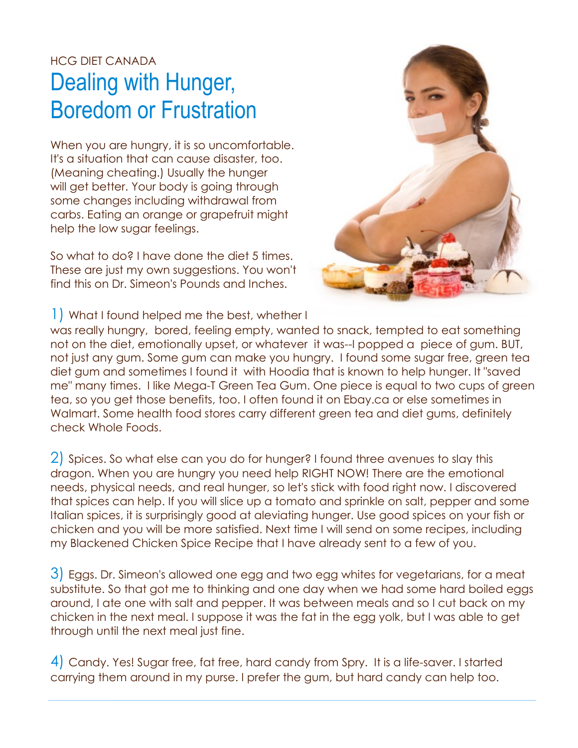HCG DIET CANADA

# Dealing with Hunger, Boredom or Frustration

When you are hungry, it is so uncomfortable. It's a situation that can cause disaster, too. (Meaning cheating.) Usually the hunger will get better. Your body is going through some changes including withdrawal from carbs. Eating an orange or grapefruit might help the low sugar feelings.

So what to do? I have done the diet 5 times. These are just my own suggestions. You won't find this on Dr. Simeon's Pounds and Inches.

1) What I found helped me the best, whether I was really hungry, bored, feeling empty, wanted to snack, tempted to eat something not on the diet, emotionally upset, or whatever it was--I popped a piece of gum. BUT, not just any gum. Some gum can make you hungry. I found some sugar free, green tea diet gum and sometimes I found it with Hoodia that is known to help hunger. It "saved me" many times. I like Mega-T Green Tea Gum. One piece is equal to two cups of green tea, so you get those benefits, too. I often found it on Ebay.ca or else sometimes in Walmart. Some health food stores carry different green tea and diet gums, definitely check Whole Foods.

2) Spices. So what else can you do for hunger? I found three avenues to slay this dragon. When you are hungry you need help RIGHT NOW! There are the emotional needs, physical needs, and real hunger, so let's stick with food right now. I discovered that spices can help. If you will slice up a tomato and sprinkle on salt, pepper and some Italian spices, it is surprisingly good at aleviating hunger. Use good spices on your fish or chicken and you will be more satisfied. Next time I will send on some recipes, including my Blackened Chicken Spice Recipe that I have already sent to a few of you.

3) Eggs. Dr. Simeon's allowed one egg and two egg whites for vegetarians, for a meat substitute. So that got me to thinking and one day when we had some hard boiled eggs around, I ate one with salt and pepper. It was between meals and so I cut back on my chicken in the next meal. I suppose it was the fat in the egg yolk, but I was able to get through until the next meal just fine.

4) Candy. Yes! Sugar free, fat free, hard candy from Spry. It is a life-saver. I started carrying them around in my purse. I prefer the gum, but hard candy can help too.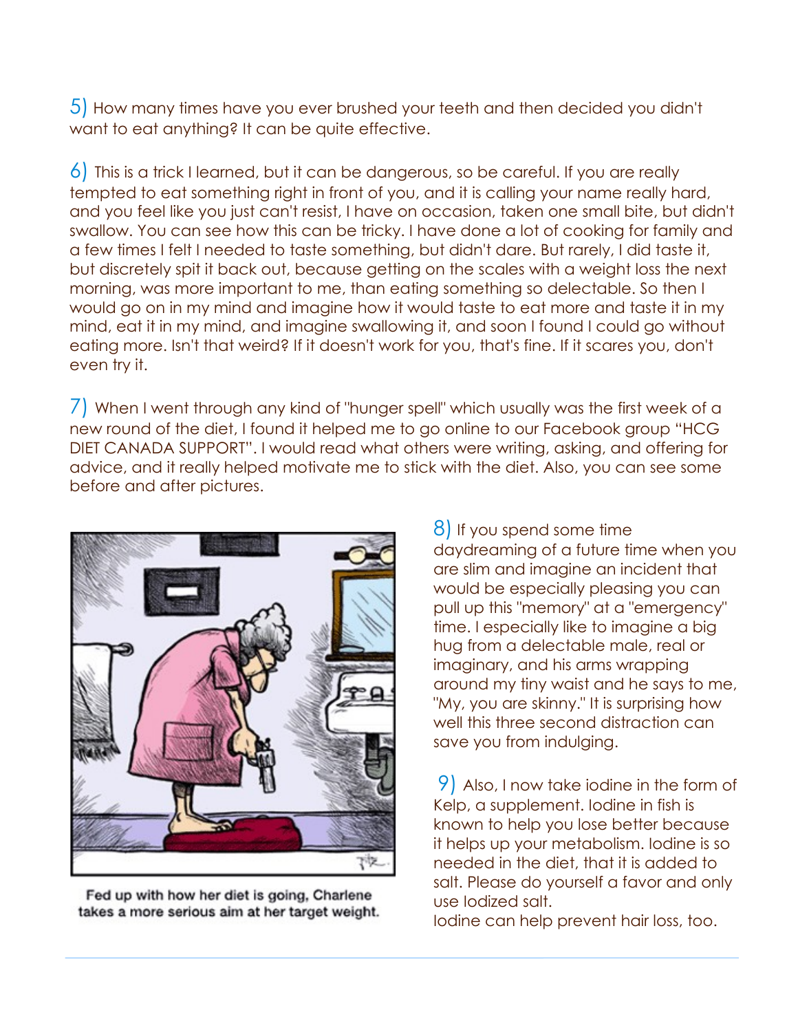5) How many times have you ever brushed your teeth and then decided you didn't want to eat anything? It can be quite effective.

6) This is a trick I learned, but it can be dangerous, so be careful. If you are really tempted to eat something right in front of you, and it is calling your name really hard, and you feel like you just can't resist, I have on occasion, taken one small bite, but didn't swallow. You can see how this can be tricky. I have done a lot of cooking for family and a few times I felt I needed to taste something, but didn't dare. But rarely, I did taste it, but discretely spit it back out, because getting on the scales with a weight loss the next morning, was more important to me, than eating something so delectable. So then I would go on in my mind and imagine how it would taste to eat more and taste it in my mind, eat it in my mind, and imagine swallowing it, and soon I found I could go without eating more. Isn't that weird? If it doesn't work for you, that's fine. If it scares you, don't even try it.

7) When I went through any kind of "hunger spell" which usually was the first week of a new round of the diet, I found it helped me to go online to our Facebook group "HCG DIET CANADA SUPPORT". I would read what others were writing, asking, and offering for advice, and it really helped motivate me to stick with the diet. Also, you can see some before and after pictures.

Fed up with how her diet is going, Charlene takes a more serious aim at her target weight.

8) If you spend some time daydreaming of a future time when you are slim and imagine an incident that would be especially pleasing you can pull up this "memory" at a "emergency" time. I especially like to imagine a big hug from a delectable male, real or imaginary, and his arms wrapping around my tiny waist and he says to me, "My, you are skinny." It is surprising how well this three second distraction can save you from indulging.

9) Also, I now take iodine in the form of Kelp, a supplement. Iodine in fish is known to help you lose better because it helps up your metabolism. Iodine is so needed in the diet, that it is added to salt. Please do yourself a favor and only use Iodized salt.
Iodine can help prevent hair loss, too.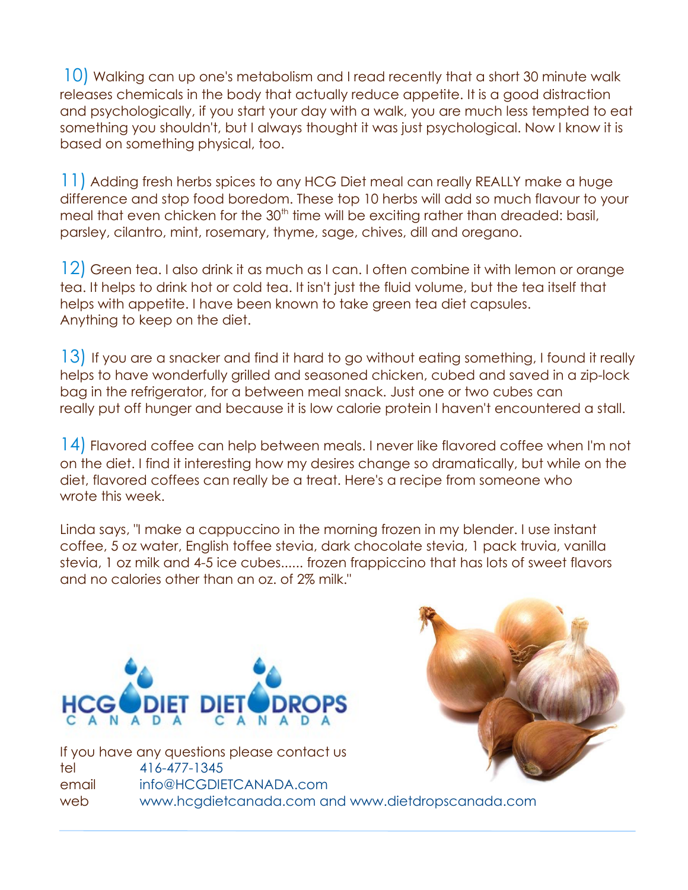10) Walking can up one's metabolism and I read recently that a short 30 minute walk releases chemicals in the body that actually reduce appetite. It is a good distraction and psychologically, if you start your day with a walk, you are much less tempted to eat something you shouldn't, but I always thought it was just psychological. Now I know it is based on something physical, too.

11) Adding fresh herbs spices to any HCG Diet meal can really REALLY make a huge difference and stop food boredom. These top 10 herbs will add so much flavour to your meal that even chicken for the 30th time will be exciting rather than dreaded: basil, parsley, cilantro, mint, rosemary, thyme, sage, chives, dill and oregano.

12) Green tea. I also drink it as much as I can. I often combine it with lemon or orange tea. It helps to drink hot or cold tea. It isn't just the fluid volume, but the tea itself that helps with appetite. I have been known to take green tea diet capsules. Anything to keep on the diet.

13) If you are a snacker and find it hard to go without eating something, I found it really helps to have wonderfully grilled and seasoned chicken, cubed and saved in a zip-lock bag in the refrigerator, for a between meal snack. Just one or two cubes can really put off hunger and because it is low calorie protein I haven't encountered a stall.

14) Flavored coffee can help between meals. I never like flavored coffee when I'm not on the diet. I find it interesting how my desires change so dramatically, but while on the diet, flavored coffees can really be a treat. Here's a recipe from someone who wrote this week.

Linda says, "I make a cappuccino in the morning frozen in my blender. I use instant coffee, 5 oz water, English toffee stevia, dark chocolate stevia, 1 pack truvia, vanilla stevia, 1 oz milk and 4-5 ice cubes...... frozen frappiccino that has lots of sweet flavors and no calories other than an oz. of 2% milk."

HCG DIET CANADA DIET DROPS CANADA

If you have any questions please contact us

tel 416-477-1345

email info@HCGDIETCANADA.com

web www.hcgdietcanada.com and www.dietdropscanada.com